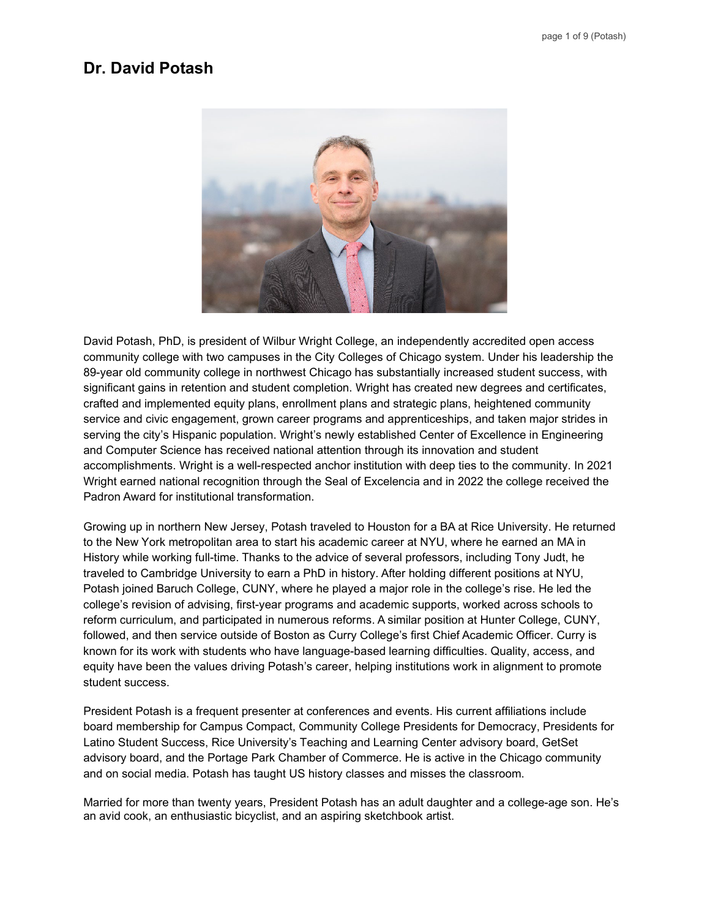# Dr. David Potash

David Potash, PhD, is president of Wilbur Wright College, an independently accredited open access community college with two campuses in the City Colleges of Chicago system. Under his leadership the 89-year old community college in northwest Chicago has substantially increased student success, with significant gains in retention and student completion. Wright has created new degrees and certificates, crafted and implemented equity plans, enrollment plans and strategic plans, heightened community service and civic engagement, grown career programs and apprenticeships, and taken major strides in serving the city's Hispanic population. Wright's newly established Center of Excellence in Engineering and Computer Science has received national attention through its innovation and student accomplishments. Wright is a well-respected anchor institution with deep ties to the community. In 2021 Wright earned national recognition through the Seal of Excelencia and in 2022 the college received the Padron Award for institutional transformation.

Growing up in northern New Jersey, Potash traveled to Houston for a BA at Rice University. He returned to the New York metropolitan area to start his academic career at NYU, where he earned an MA in History while working full-time. Thanks to the advice of several professors, including Tony Judt, he traveled to Cambridge University to earn a PhD in history. After holding different positions at NYU, Potash joined Baruch College, CUNY, where he played a major role in the college's rise. He led the college's revision of advising, first-year programs and academic supports, worked across schools to reform curriculum, and participated in numerous reforms. A similar position at Hunter College, CUNY, followed, and then service outside of Boston as Curry College's first Chief Academic Officer. Curry is known for its work with students who have language-based learning difficulties. Quality, access, and equity have been the values driving Potash's career, helping institutions work in alignment to promote student success.

President Potash is a frequent presenter at conferences and events. His current affiliations include board membership for Campus Compact, Community College Presidents for Democracy, Presidents for Latino Student Success, Rice University's Teaching and Learning Center advisory board, GetSet advisory board, and the Portage Park Chamber of Commerce. He is active in the Chicago community and on social media. Potash has taught US history classes and misses the classroom.

Married for more than twenty years, President Potash has an adult daughter and a college-age son. He's an avid cook, an enthusiastic bicyclist, and an aspiring sketchbook artist.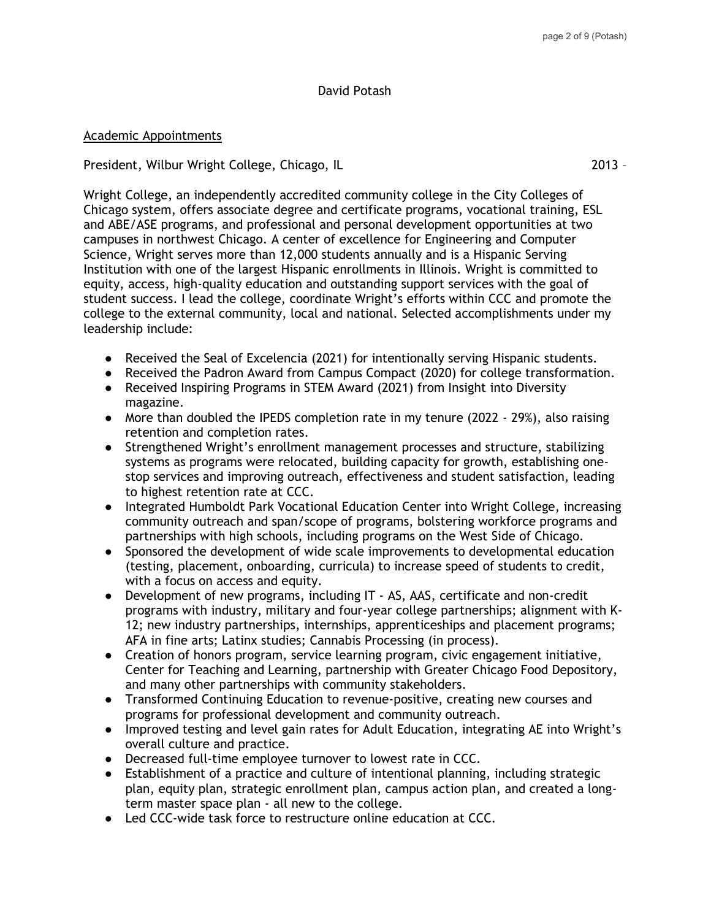David Potash

## Academic Appointments

President, Wilbur Wright College, Chicago, IL 2013 –

Wright College, an independently accredited community college in the City Colleges of Chicago system, offers associate degree and certificate programs, vocational training, ESL and ABE/ASE programs, and professional and personal development opportunities at two campuses in northwest Chicago. A center of excellence for Engineering and Computer Science, Wright serves more than 12,000 students annually and is a Hispanic Serving Institution with one of the largest Hispanic enrollments in Illinois. Wright is committed to equity, access, high-quality education and outstanding support services with the goal of student success. I lead the college, coordinate Wright's efforts within CCC and promote the college to the external community, local and national. Selected accomplishments under my leadership include:

- Received the Seal of Excelencia (2021) for intentionally serving Hispanic students.
- Received the Padron Award from Campus Compact (2020) for college transformation.
- Received Inspiring Programs in STEM Award (2021) from Insight into Diversity magazine.
- More than doubled the IPEDS completion rate in my tenure (2022 - 29%), also raising retention and completion rates.
- Strengthened Wright's enrollment management processes and structure, stabilizing systems as programs were relocated, building capacity for growth, establishing one-stop services and improving outreach, effectiveness and student satisfaction, leading to highest retention rate at CCC.
- Integrated Humboldt Park Vocational Education Center into Wright College, increasing community outreach and span/scope of programs, bolstering workforce programs and partnerships with high schools, including programs on the West Side of Chicago.
- Sponsored the development of wide scale improvements to developmental education (testing, placement, onboarding, curricula) to increase speed of students to credit, with a focus on access and equity.
- Development of new programs, including IT - AS, AAS, certificate and non-credit programs with industry, military and four-year college partnerships; alignment with K-12; new industry partnerships, internships, apprenticeships and placement programs; AFA in fine arts; Latinx studies; Cannabis Processing (in process).
- Creation of honors program, service learning program, civic engagement initiative, Center for Teaching and Learning, partnership with Greater Chicago Food Depository, and many other partnerships with community stakeholders.
- Transformed Continuing Education to revenue-positive, creating new courses and programs for professional development and community outreach.
- Improved testing and level gain rates for Adult Education, integrating AE into Wright's overall culture and practice.
- Decreased full-time employee turnover to lowest rate in CCC.
- Establishment of a practice and culture of intentional planning, including strategic plan, equity plan, strategic enrollment plan, campus action plan, and created a long-term master space plan - all new to the college.
- Led CCC-wide task force to restructure online education at CCC.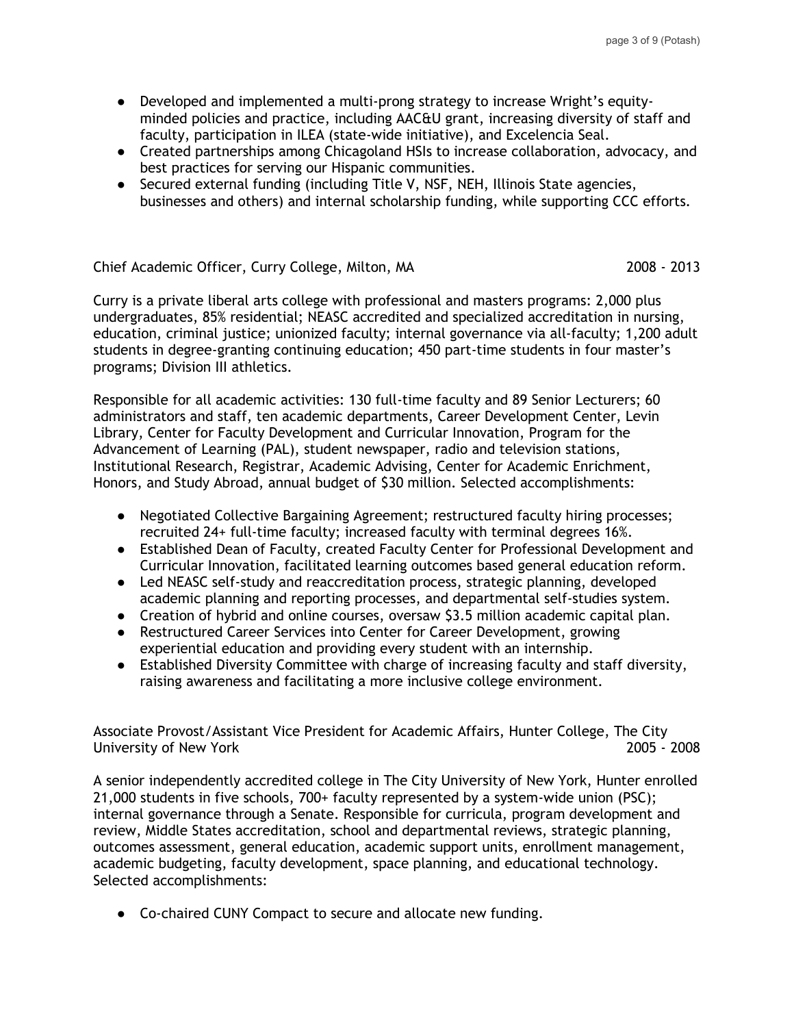- Developed and implemented a multi-prong strategy to increase Wright's equity-minded policies and practice, including AAC&U grant, increasing diversity of staff and faculty, participation in ILEA (state-wide initiative), and Excelencia Seal.
- Created partnerships among Chicagoland HSIs to increase collaboration, advocacy, and best practices for serving our Hispanic communities.
- Secured external funding (including Title V, NSF, NEH, Illinois State agencies, businesses and others) and internal scholarship funding, while supporting CCC efforts.

Chief Academic Officer, Curry College, Milton, MA 2008 - 2013

Curry is a private liberal arts college with professional and masters programs: 2,000 plus undergraduates, 85% residential; NEASC accredited and specialized accreditation in nursing, education, criminal justice; unionized faculty; internal governance via all-faculty; 1,200 adult students in degree-granting continuing education; 450 part-time students in four master's programs; Division III athletics.

Responsible for all academic activities: 130 full-time faculty and 89 Senior Lecturers; 60 administrators and staff, ten academic departments, Career Development Center, Levin Library, Center for Faculty Development and Curricular Innovation, Program for the Advancement of Learning (PAL), student newspaper, radio and television stations, Institutional Research, Registrar, Academic Advising, Center for Academic Enrichment, Honors, and Study Abroad, annual budget of $30 million. Selected accomplishments:

- Negotiated Collective Bargaining Agreement; restructured faculty hiring processes; recruited 24+ full-time faculty; increased faculty with terminal degrees 16%.
- Established Dean of Faculty, created Faculty Center for Professional Development and Curricular Innovation, facilitated learning outcomes based general education reform.
- Led NEASC self-study and reaccreditation process, strategic planning, developed academic planning and reporting processes, and departmental self-studies system.
- Creation of hybrid and online courses, oversaw $3.5 million academic capital plan.
- Restructured Career Services into Center for Career Development, growing experiential education and providing every student with an internship.
- Established Diversity Committee with charge of increasing faculty and staff diversity, raising awareness and facilitating a more inclusive college environment.

Associate Provost/Assistant Vice President for Academic Affairs, Hunter College, The City University of New York 2005 - 2008

A senior independently accredited college in The City University of New York, Hunter enrolled 21,000 students in five schools, 700+ faculty represented by a system-wide union (PSC); internal governance through a Senate. Responsible for curricula, program development and review, Middle States accreditation, school and departmental reviews, strategic planning, outcomes assessment, general education, academic support units, enrollment management, academic budgeting, faculty development, space planning, and educational technology. Selected accomplishments:

- Co-chaired CUNY Compact to secure and allocate new funding.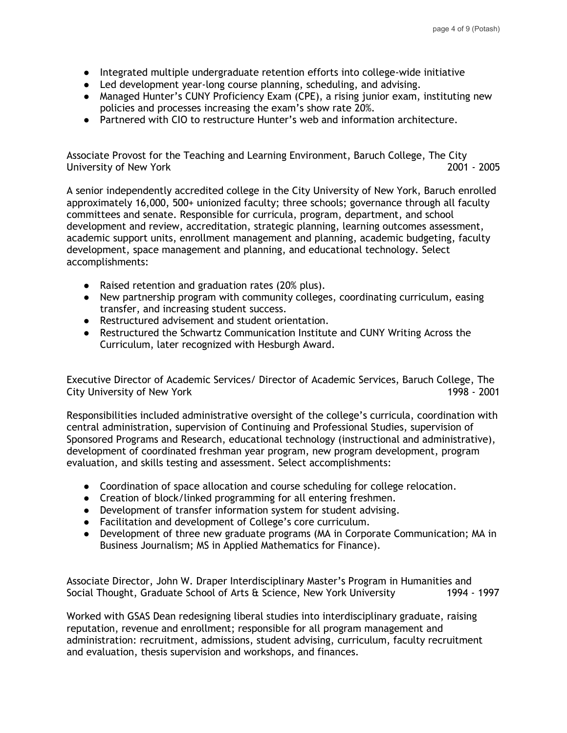- Integrated multiple undergraduate retention efforts into college-wide initiative
- Led development year-long course planning, scheduling, and advising.
- Managed Hunter's CUNY Proficiency Exam (CPE), a rising junior exam, instituting new policies and processes increasing the exam's show rate 20%.
- Partnered with CIO to restructure Hunter's web and information architecture.

Associate Provost for the Teaching and Learning Environment, Baruch College, The City University of New York 2001 - 2005

A senior independently accredited college in the City University of New York, Baruch enrolled approximately 16,000, 500+ unionized faculty; three schools; governance through all faculty committees and senate. Responsible for curricula, program, department, and school development and review, accreditation, strategic planning, learning outcomes assessment, academic support units, enrollment management and planning, academic budgeting, faculty development, space management and planning, and educational technology. Select accomplishments:

- Raised retention and graduation rates (20% plus).
- New partnership program with community colleges, coordinating curriculum, easing transfer, and increasing student success.
- Restructured advisement and student orientation.
- Restructured the Schwartz Communication Institute and CUNY Writing Across the Curriculum, later recognized with Hesburgh Award.

Executive Director of Academic Services/ Director of Academic Services, Baruch College, The City University of New York 1998 - 2001

Responsibilities included administrative oversight of the college's curricula, coordination with central administration, supervision of Continuing and Professional Studies, supervision of Sponsored Programs and Research, educational technology (instructional and administrative), development of coordinated freshman year program, new program development, program evaluation, and skills testing and assessment. Select accomplishments:

- Coordination of space allocation and course scheduling for college relocation.
- Creation of block/linked programming for all entering freshmen.
- Development of transfer information system for student advising.
- Facilitation and development of College's core curriculum.
- Development of three new graduate programs (MA in Corporate Communication; MA in Business Journalism; MS in Applied Mathematics for Finance).

Associate Director, John W. Draper Interdisciplinary Master's Program in Humanities and Social Thought, Graduate School of Arts & Science, New York University 1994 - 1997

Worked with GSAS Dean redesigning liberal studies into interdisciplinary graduate, raising reputation, revenue and enrollment; responsible for all program management and administration: recruitment, admissions, student advising, curriculum, faculty recruitment and evaluation, thesis supervision and workshops, and finances.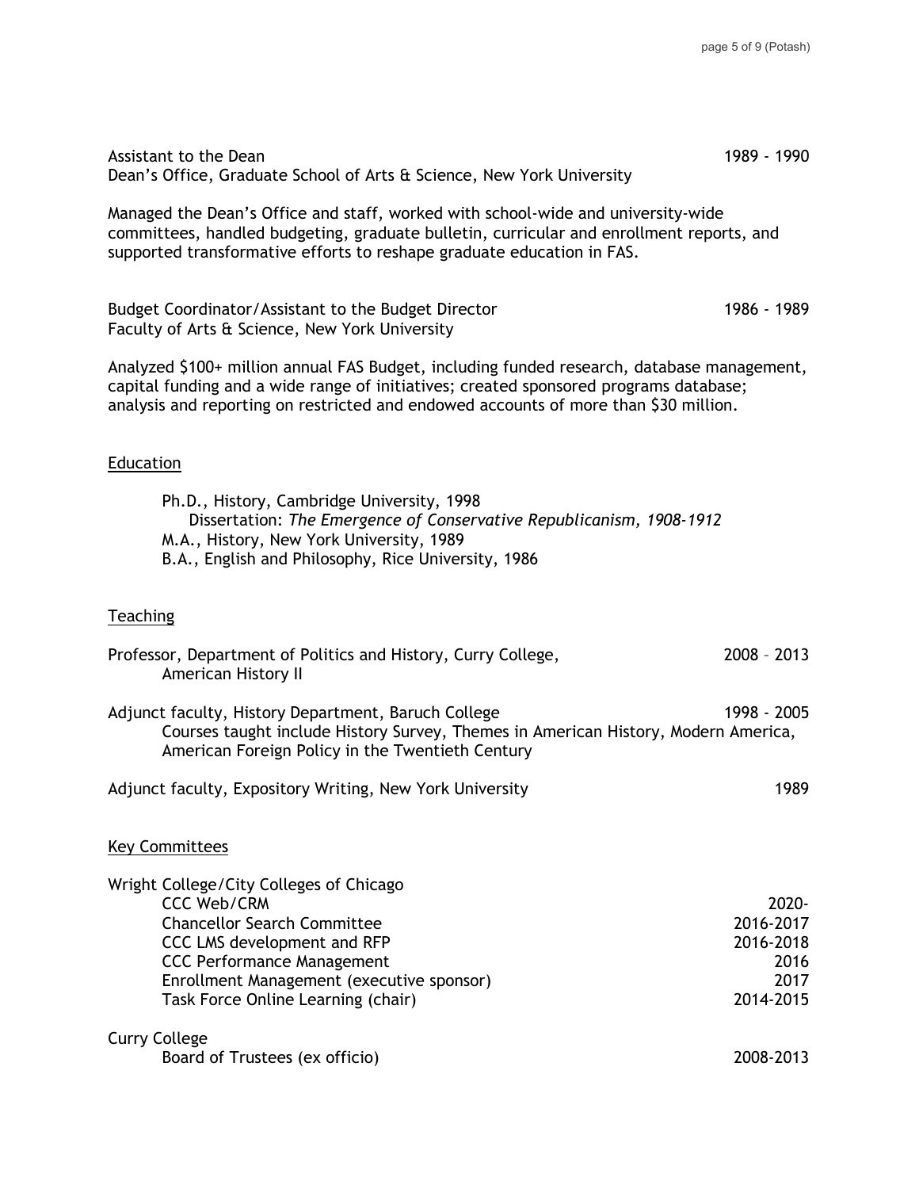Assistant to the Dean — 1989 - 1990
Dean's Office, Graduate School of Arts & Science, New York University

Managed the Dean's Office and staff, worked with school-wide and university-wide committees, handled budgeting, graduate bulletin, curricular and enrollment reports, and supported transformative efforts to reshape graduate education in FAS.

Budget Coordinator/Assistant to the Budget Director — 1986 - 1989
Faculty of Arts & Science, New York University

Analyzed $100+ million annual FAS Budget, including funded research, database management, capital funding and a wide range of initiatives; created sponsored programs database; analysis and reporting on restricted and endowed accounts of more than $30 million.

## Education

- Ph.D., History, Cambridge University, 1998
  - Dissertation: *The Emergence of Conservative Republicanism, 1908-1912*
- M.A., History, New York University, 1989
- B.A., English and Philosophy, Rice University, 1986

## Teaching

Professor, Department of Politics and History, Curry College, — 2008 – 2013
American History II

Adjunct faculty, History Department, Baruch College — 1998 - 2005
Courses taught include History Survey, Themes in American History, Modern America, American Foreign Policy in the Twentieth Century

Adjunct faculty, Expository Writing, New York University — 1989

## Key Committees

Wright College/City Colleges of Chicago

- CCC Web/CRM — 2020-
- Chancellor Search Committee — 2016-2017
- CCC LMS development and RFP — 2016-2018
- CCC Performance Management — 2016
- Enrollment Management (executive sponsor) — 2017
- Task Force Online Learning (chair) — 2014-2015

Curry College

- Board of Trustees (ex officio) — 2008-2013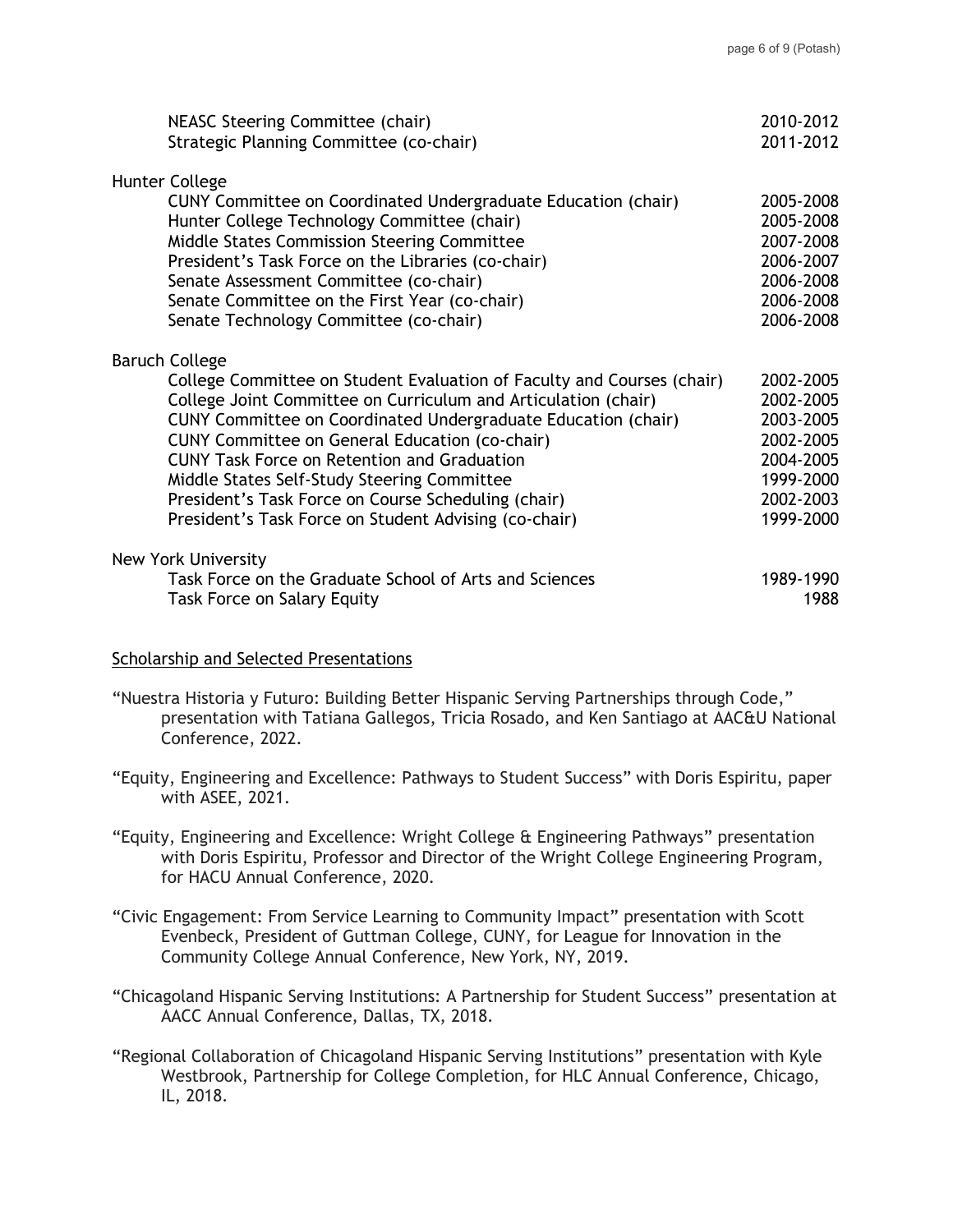| | |
|---|---|
| NEASC Steering Committee (chair) | 2010-2012 |
| Strategic Planning Committee (co-chair) | 2011-2012 |

Hunter College

| | |
|---|---|
| CUNY Committee on Coordinated Undergraduate Education (chair) | 2005-2008 |
| Hunter College Technology Committee (chair) | 2005-2008 |
| Middle States Commission Steering Committee | 2007-2008 |
| President's Task Force on the Libraries (co-chair) | 2006-2007 |
| Senate Assessment Committee (co-chair) | 2006-2008 |
| Senate Committee on the First Year (co-chair) | 2006-2008 |
| Senate Technology Committee (co-chair) | 2006-2008 |

Baruch College

| | |
|---|---|
| College Committee on Student Evaluation of Faculty and Courses (chair) | 2002-2005 |
| College Joint Committee on Curriculum and Articulation (chair) | 2002-2005 |
| CUNY Committee on Coordinated Undergraduate Education (chair) | 2003-2005 |
| CUNY Committee on General Education (co-chair) | 2002-2005 |
| CUNY Task Force on Retention and Graduation | 2004-2005 |
| Middle States Self-Study Steering Committee | 1999-2000 |
| President's Task Force on Course Scheduling (chair) | 2002-2003 |
| President's Task Force on Student Advising (co-chair) | 1999-2000 |

New York University

| | |
|---|---|
| Task Force on the Graduate School of Arts and Sciences | 1989-1990 |
| Task Force on Salary Equity | 1988 |

## Scholarship and Selected Presentations

"Nuestra Historia y Futuro: Building Better Hispanic Serving Partnerships through Code," presentation with Tatiana Gallegos, Tricia Rosado, and Ken Santiago at AAC&U National Conference, 2022.

"Equity, Engineering and Excellence: Pathways to Student Success" with Doris Espiritu, paper with ASEE, 2021.

"Equity, Engineering and Excellence: Wright College & Engineering Pathways" presentation with Doris Espiritu, Professor and Director of the Wright College Engineering Program, for HACU Annual Conference, 2020.

"Civic Engagement: From Service Learning to Community Impact" presentation with Scott Evenbeck, President of Guttman College, CUNY, for League for Innovation in the Community College Annual Conference, New York, NY, 2019.

"Chicagoland Hispanic Serving Institutions: A Partnership for Student Success" presentation at AACC Annual Conference, Dallas, TX, 2018.

"Regional Collaboration of Chicagoland Hispanic Serving Institutions" presentation with Kyle Westbrook, Partnership for College Completion, for HLC Annual Conference, Chicago, IL, 2018.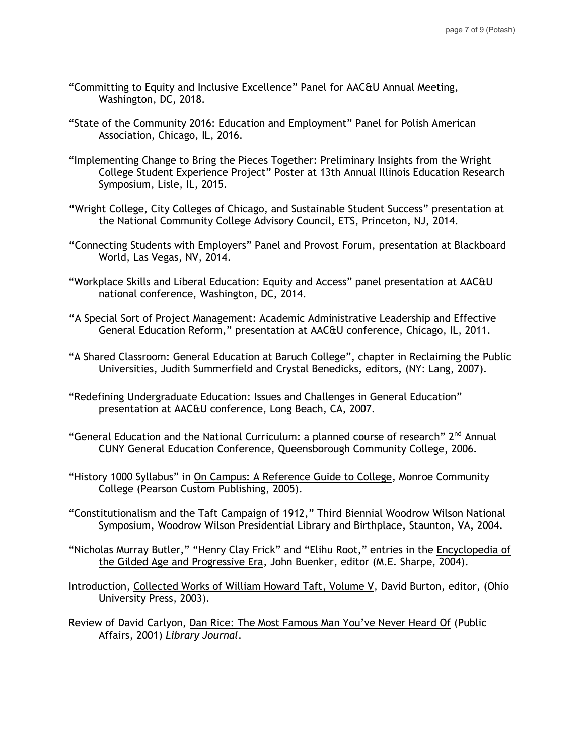"Committing to Equity and Inclusive Excellence" Panel for AAC&U Annual Meeting, Washington, DC, 2018.

"State of the Community 2016: Education and Employment" Panel for Polish American Association, Chicago, IL, 2016.

"Implementing Change to Bring the Pieces Together: Preliminary Insights from the Wright College Student Experience Project" Poster at 13th Annual Illinois Education Research Symposium, Lisle, IL, 2015.

"Wright College, City Colleges of Chicago, and Sustainable Student Success" presentation at the National Community College Advisory Council, ETS, Princeton, NJ, 2014.

"Connecting Students with Employers" Panel and Provost Forum, presentation at Blackboard World, Las Vegas, NV, 2014.

"Workplace Skills and Liberal Education: Equity and Access" panel presentation at AAC&U national conference, Washington, DC, 2014.

"A Special Sort of Project Management: Academic Administrative Leadership and Effective General Education Reform," presentation at AAC&U conference, Chicago, IL, 2011.

"A Shared Classroom: General Education at Baruch College", chapter in <u>Reclaiming the Public Universities,</u> Judith Summerfield and Crystal Benedicks, editors, (NY: Lang, 2007).

"Redefining Undergraduate Education: Issues and Challenges in General Education" presentation at AAC&U conference, Long Beach, CA, 2007.

"General Education and the National Curriculum: a planned course of research" 2nd Annual CUNY General Education Conference, Queensborough Community College, 2006.

"History 1000 Syllabus" in <u>On Campus: A Reference Guide to College</u>, Monroe Community College (Pearson Custom Publishing, 2005).

"Constitutionalism and the Taft Campaign of 1912," Third Biennial Woodrow Wilson National Symposium, Woodrow Wilson Presidential Library and Birthplace, Staunton, VA, 2004.

"Nicholas Murray Butler," "Henry Clay Frick" and "Elihu Root," entries in the <u>Encyclopedia of the Gilded Age and Progressive Era</u>, John Buenker, editor (M.E. Sharpe, 2004).

Introduction, <u>Collected Works of William Howard Taft, Volume V</u>, David Burton, editor, (Ohio University Press, 2003).

Review of David Carlyon, <u>Dan Rice: The Most Famous Man You've Never Heard Of</u> (Public Affairs, 2001) *Library Journal*.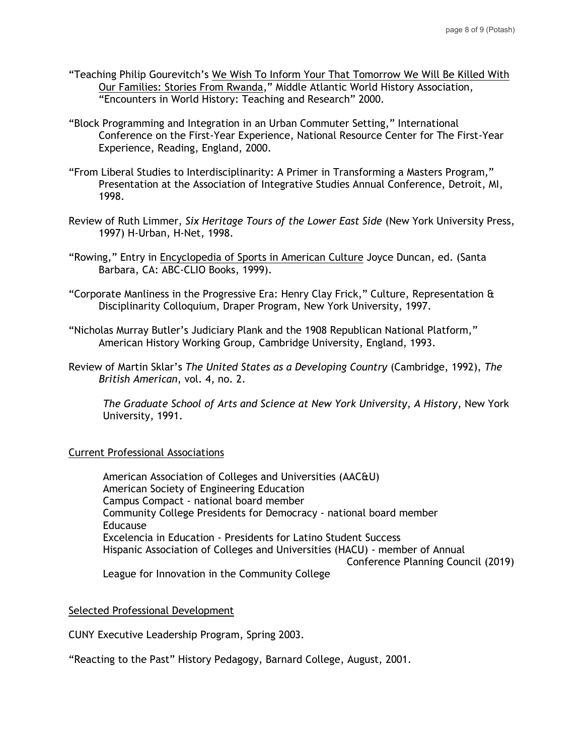"Teaching Philip Gourevitch's <u>We Wish To Inform Your That Tomorrow We Will Be Killed With Our Families: Stories From Rwanda</u>," Middle Atlantic World History Association, "Encounters in World History: Teaching and Research" 2000.

"Block Programming and Integration in an Urban Commuter Setting," International Conference on the First-Year Experience, National Resource Center for The First-Year Experience, Reading, England, 2000.

"From Liberal Studies to Interdisciplinarity: A Primer in Transforming a Masters Program," Presentation at the Association of Integrative Studies Annual Conference, Detroit, MI, 1998.

Review of Ruth Limmer, *Six Heritage Tours of the Lower East Side* (New York University Press, 1997) H-Urban, H-Net, 1998.

"Rowing," Entry in <u>Encyclopedia of Sports in American Culture</u> Joyce Duncan, ed. (Santa Barbara, CA: ABC-CLIO Books, 1999).

"Corporate Manliness in the Progressive Era: Henry Clay Frick," Culture, Representation & Disciplinarity Colloquium, Draper Program, New York University, 1997.

"Nicholas Murray Butler's Judiciary Plank and the 1908 Republican National Platform," American History Working Group, Cambridge University, England, 1993.

Review of Martin Sklar's *The United States as a Developing Country* (Cambridge, 1992), *The British American*, vol. 4, no. 2.

*The Graduate School of Arts and Science at New York University, A History*, New York University, 1991.

## <u>Current Professional Associations</u>

American Association of Colleges and Universities (AAC&U)
American Society of Engineering Education
Campus Compact - national board member
Community College Presidents for Democracy - national board member
Educause
Excelencia in Education - Presidents for Latino Student Success
Hispanic Association of Colleges and Universities (HACU) - member of Annual Conference Planning Council (2019)
League for Innovation in the Community College

## <u>Selected Professional Development</u>

CUNY Executive Leadership Program, Spring 2003.

"Reacting to the Past" History Pedagogy, Barnard College, August, 2001.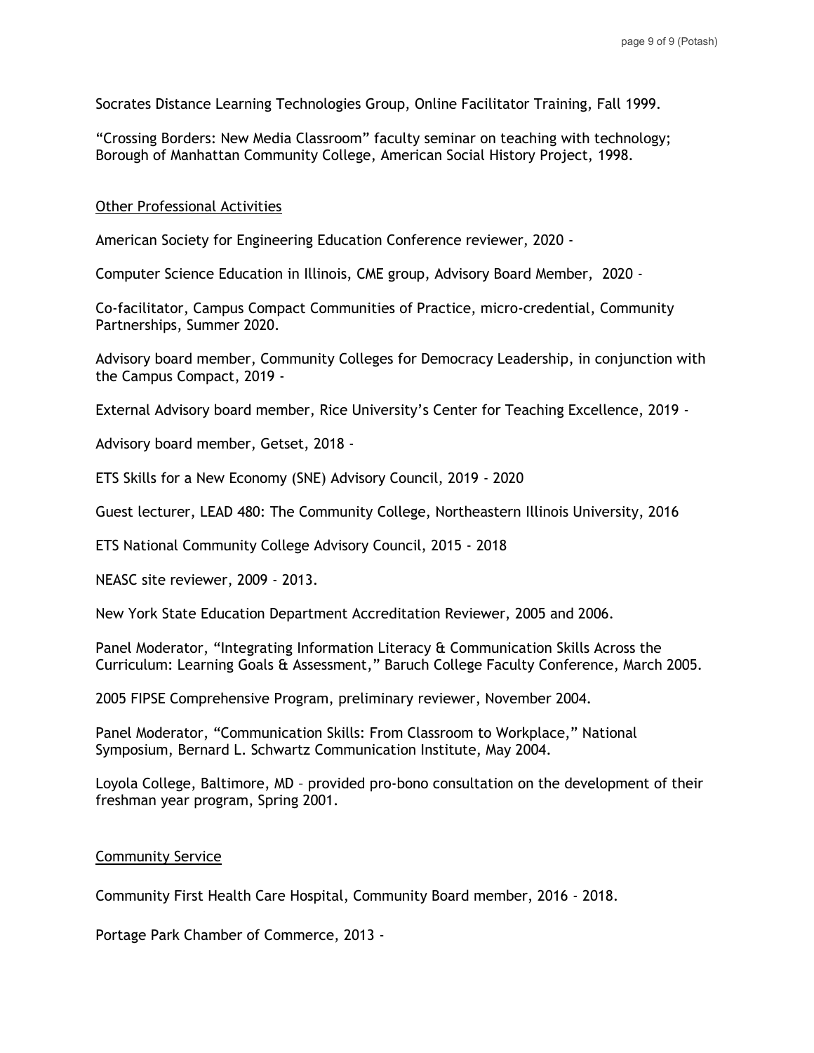Socrates Distance Learning Technologies Group, Online Facilitator Training, Fall 1999.

"Crossing Borders: New Media Classroom" faculty seminar on teaching with technology; Borough of Manhattan Community College, American Social History Project, 1998.

<u>Other Professional Activities</u>

American Society for Engineering Education Conference reviewer, 2020 -

Computer Science Education in Illinois, CME group, Advisory Board Member, 2020 -

Co-facilitator, Campus Compact Communities of Practice, micro-credential, Community Partnerships, Summer 2020.

Advisory board member, Community Colleges for Democracy Leadership, in conjunction with the Campus Compact, 2019 -

External Advisory board member, Rice University's Center for Teaching Excellence, 2019 -

Advisory board member, Getset, 2018 -

ETS Skills for a New Economy (SNE) Advisory Council, 2019 - 2020

Guest lecturer, LEAD 480: The Community College, Northeastern Illinois University, 2016

ETS National Community College Advisory Council, 2015 - 2018

NEASC site reviewer, 2009 - 2013.

New York State Education Department Accreditation Reviewer, 2005 and 2006.

Panel Moderator, "Integrating Information Literacy & Communication Skills Across the Curriculum: Learning Goals & Assessment," Baruch College Faculty Conference, March 2005.

2005 FIPSE Comprehensive Program, preliminary reviewer, November 2004.

Panel Moderator, "Communication Skills: From Classroom to Workplace," National Symposium, Bernard L. Schwartz Communication Institute, May 2004.

Loyola College, Baltimore, MD – provided pro-bono consultation on the development of their freshman year program, Spring 2001.

<u>Community Service</u>

Community First Health Care Hospital, Community Board member, 2016 - 2018.

Portage Park Chamber of Commerce, 2013 -